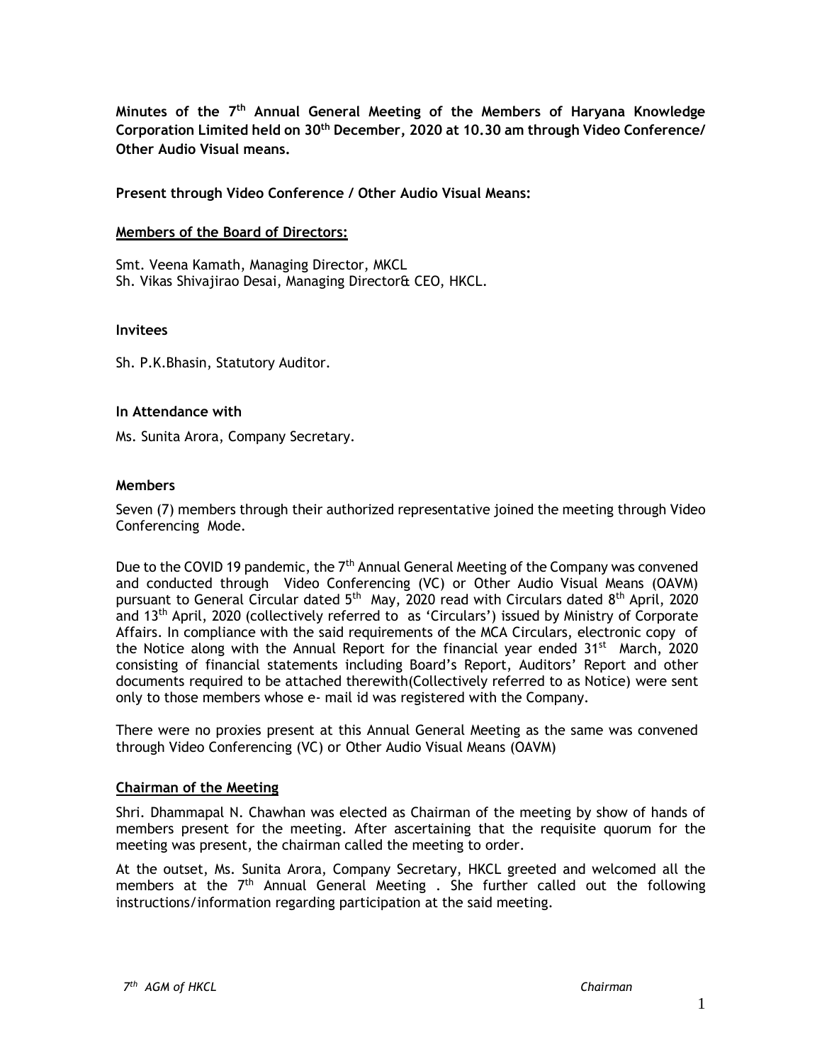**Minutes of the 7th Annual General Meeting of the Members of Haryana Knowledge Corporation Limited held on 30th December, 2020 at 10.30 am through Video Conference/ Other Audio Visual means.**

**Present through Video Conference / Other Audio Visual Means:**

**Members of the Board of Directors:**

Smt. Veena Kamath, Managing Director, MKCL
Sh. Vikas Shivajirao Desai, Managing Director& CEO, HKCL.

**Invitees**

Sh. P.K.Bhasin, Statutory Auditor.

**In Attendance with**

Ms. Sunita Arora, Company Secretary.

**Members**

Seven (7) members through their authorized representative joined the meeting through Video Conferencing Mode.

Due to the COVID 19 pandemic, the 7th Annual General Meeting of the Company was convened and conducted through Video Conferencing (VC) or Other Audio Visual Means (OAVM) pursuant to General Circular dated 5th May, 2020 read with Circulars dated 8th April, 2020 and 13th April, 2020 (collectively referred to as 'Circulars') issued by Ministry of Corporate Affairs. In compliance with the said requirements of the MCA Circulars, electronic copy of the Notice along with the Annual Report for the financial year ended 31st March, 2020 consisting of financial statements including Board's Report, Auditors' Report and other documents required to be attached therewith(Collectively referred to as Notice) were sent only to those members whose e- mail id was registered with the Company.

There were no proxies present at this Annual General Meeting as the same was convened through Video Conferencing (VC) or Other Audio Visual Means (OAVM)

**Chairman of the Meeting**

Shri. Dhammapal N. Chawhan was elected as Chairman of the meeting by show of hands of members present for the meeting. After ascertaining that the requisite quorum for the meeting was present, the chairman called the meeting to order.

At the outset, Ms. Sunita Arora, Company Secretary, HKCL greeted and welcomed all the members at the 7th Annual General Meeting . She further called out the following instructions/information regarding participation at the said meeting.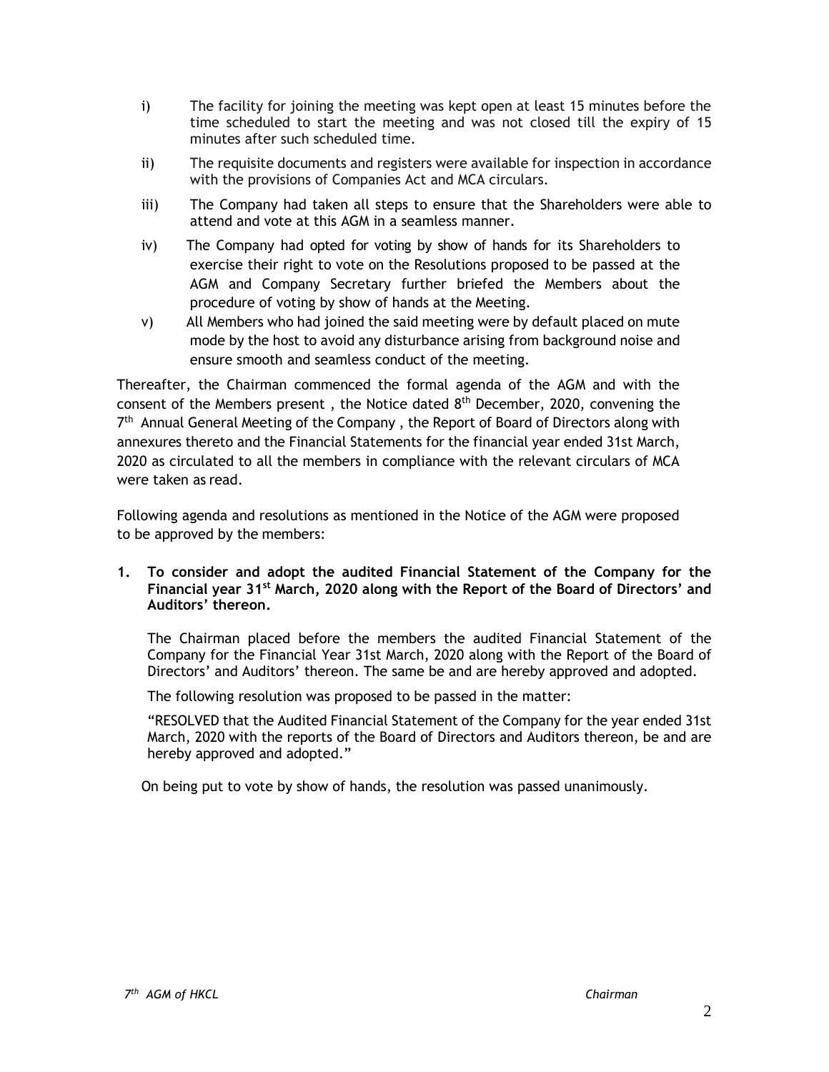i) The facility for joining the meeting was kept open at least 15 minutes before the time scheduled to start the meeting and was not closed till the expiry of 15 minutes after such scheduled time.

ii) The requisite documents and registers were available for inspection in accordance with the provisions of Companies Act and MCA circulars.

iii) The Company had taken all steps to ensure that the Shareholders were able to attend and vote at this AGM in a seamless manner.

iv) The Company had opted for voting by show of hands for its Shareholders to exercise their right to vote on the Resolutions proposed to be passed at the AGM and Company Secretary further briefed the Members about the procedure of voting by show of hands at the Meeting.

v) All Members who had joined the said meeting were by default placed on mute mode by the host to avoid any disturbance arising from background noise and ensure smooth and seamless conduct of the meeting.

Thereafter, the Chairman commenced the formal agenda of the AGM and with the consent of the Members present , the Notice dated 8th December, 2020, convening the 7th Annual General Meeting of the Company , the Report of Board of Directors along with annexures thereto and the Financial Statements for the financial year ended 31st March, 2020 as circulated to all the members in compliance with the relevant circulars of MCA were taken as read.

Following agenda and resolutions as mentioned in the Notice of the AGM were proposed to be approved by the members:

**1. To consider and adopt the audited Financial Statement of the Company for the Financial year 31st March, 2020 along with the Report of the Board of Directors' and Auditors' thereon.**

The Chairman placed before the members the audited Financial Statement of the Company for the Financial Year 31st March, 2020 along with the Report of the Board of Directors' and Auditors' thereon. The same be and are hereby approved and adopted.

The following resolution was proposed to be passed in the matter:

"RESOLVED that the Audited Financial Statement of the Company for the year ended 31st March, 2020 with the reports of the Board of Directors and Auditors thereon, be and are hereby approved and adopted."

On being put to vote by show of hands, the resolution was passed unanimously.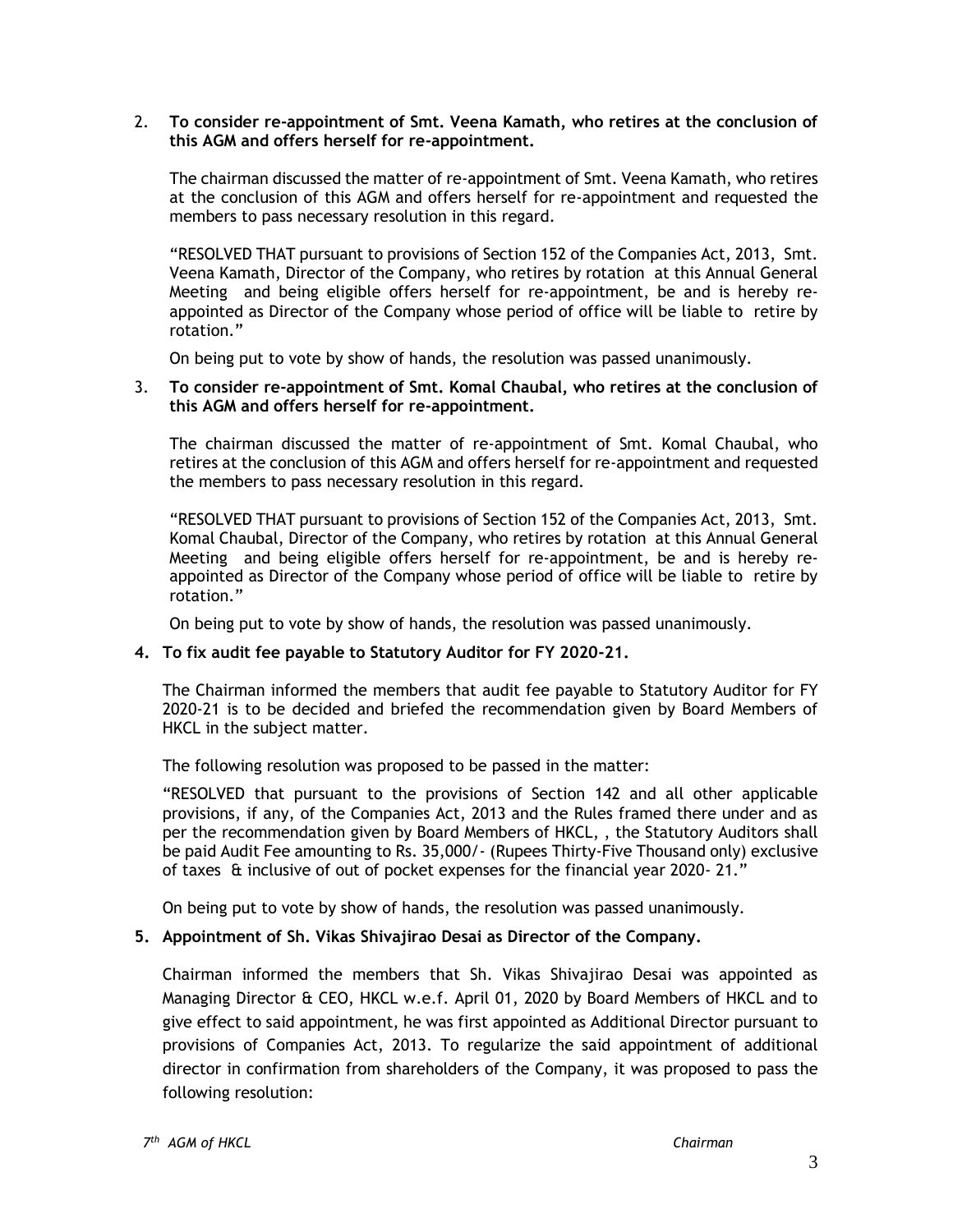2. **To consider re-appointment of Smt. Veena Kamath, who retires at the conclusion of this AGM and offers herself for re-appointment.**

   The chairman discussed the matter of re-appointment of Smt. Veena Kamath, who retires at the conclusion of this AGM and offers herself for re-appointment and requested the members to pass necessary resolution in this regard.

   "RESOLVED THAT pursuant to provisions of Section 152 of the Companies Act, 2013, Smt. Veena Kamath, Director of the Company, who retires by rotation at this Annual General Meeting and being eligible offers herself for re-appointment, be and is hereby re-appointed as Director of the Company whose period of office will be liable to retire by rotation."

   On being put to vote by show of hands, the resolution was passed unanimously.

3. **To consider re-appointment of Smt. Komal Chaubal, who retires at the conclusion of this AGM and offers herself for re-appointment.**

   The chairman discussed the matter of re-appointment of Smt. Komal Chaubal, who retires at the conclusion of this AGM and offers herself for re-appointment and requested the members to pass necessary resolution in this regard.

   "RESOLVED THAT pursuant to provisions of Section 152 of the Companies Act, 2013, Smt. Komal Chaubal, Director of the Company, who retires by rotation at this Annual General Meeting and being eligible offers herself for re-appointment, be and is hereby re-appointed as Director of the Company whose period of office will be liable to retire by rotation."

   On being put to vote by show of hands, the resolution was passed unanimously.

4. **To fix audit fee payable to Statutory Auditor for FY 2020-21.**

   The Chairman informed the members that audit fee payable to Statutory Auditor for FY 2020-21 is to be decided and briefed the recommendation given by Board Members of HKCL in the subject matter.

   The following resolution was proposed to be passed in the matter:

   "RESOLVED that pursuant to the provisions of Section 142 and all other applicable provisions, if any, of the Companies Act, 2013 and the Rules framed there under and as per the recommendation given by Board Members of HKCL, , the Statutory Auditors shall be paid Audit Fee amounting to Rs. 35,000/- (Rupees Thirty-Five Thousand only) exclusive of taxes & inclusive of out of pocket expenses for the financial year 2020- 21."

   On being put to vote by show of hands, the resolution was passed unanimously.

5. **Appointment of Sh. Vikas Shivajirao Desai as Director of the Company.**

   Chairman informed the members that Sh. Vikas Shivajirao Desai was appointed as Managing Director & CEO, HKCL w.e.f. April 01, 2020 by Board Members of HKCL and to give effect to said appointment, he was first appointed as Additional Director pursuant to provisions of Companies Act, 2013. To regularize the said appointment of additional director in confirmation from shareholders of the Company, it was proposed to pass the following resolution: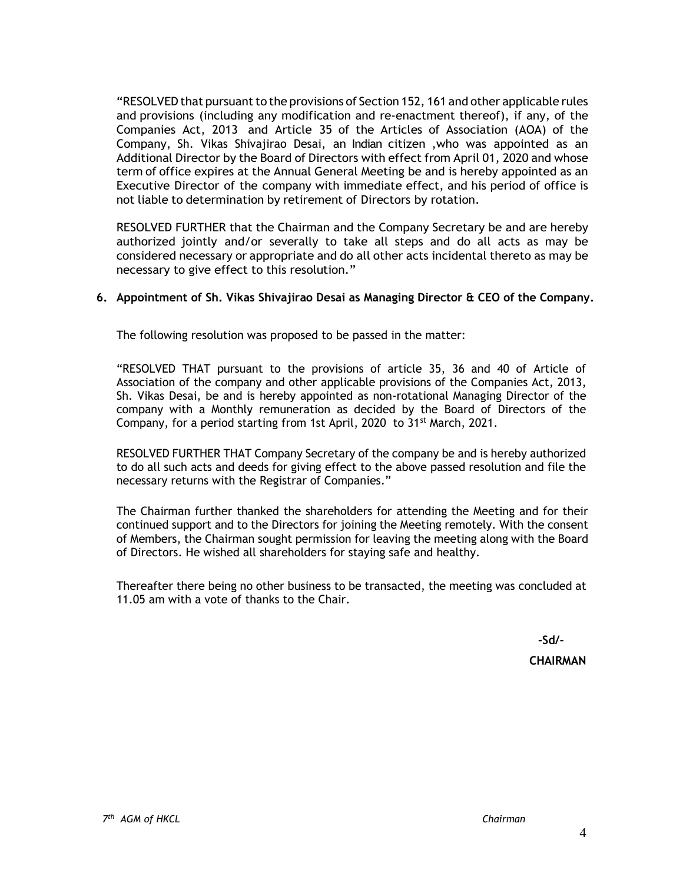"RESOLVED that pursuant to the provisions of Section 152, 161 and other applicable rules and provisions (including any modification and re-enactment thereof), if any, of the Companies Act, 2013 and Article 35 of the Articles of Association (AOA) of the Company, Sh. Vikas Shivajirao Desai, an Indian citizen ,who was appointed as an Additional Director by the Board of Directors with effect from April 01, 2020 and whose term of office expires at the Annual General Meeting be and is hereby appointed as an Executive Director of the company with immediate effect, and his period of office is not liable to determination by retirement of Directors by rotation.

RESOLVED FURTHER that the Chairman and the Company Secretary be and are hereby authorized jointly and/or severally to take all steps and do all acts as may be considered necessary or appropriate and do all other acts incidental thereto as may be necessary to give effect to this resolution."

**6. Appointment of Sh. Vikas Shivajirao Desai as Managing Director & CEO of the Company.**

The following resolution was proposed to be passed in the matter:

"RESOLVED THAT pursuant to the provisions of article 35, 36 and 40 of Article of Association of the company and other applicable provisions of the Companies Act, 2013, Sh. Vikas Desai, be and is hereby appointed as non-rotational Managing Director of the company with a Monthly remuneration as decided by the Board of Directors of the Company, for a period starting from 1st April, 2020 to 31st March, 2021.

RESOLVED FURTHER THAT Company Secretary of the company be and is hereby authorized to do all such acts and deeds for giving effect to the above passed resolution and file the necessary returns with the Registrar of Companies."

The Chairman further thanked the shareholders for attending the Meeting and for their continued support and to the Directors for joining the Meeting remotely. With the consent of Members, the Chairman sought permission for leaving the meeting along with the Board of Directors. He wished all shareholders for staying safe and healthy.

Thereafter there being no other business to be transacted, the meeting was concluded at 11.05 am with a vote of thanks to the Chair.

-Sd/-

**CHAIRMAN**